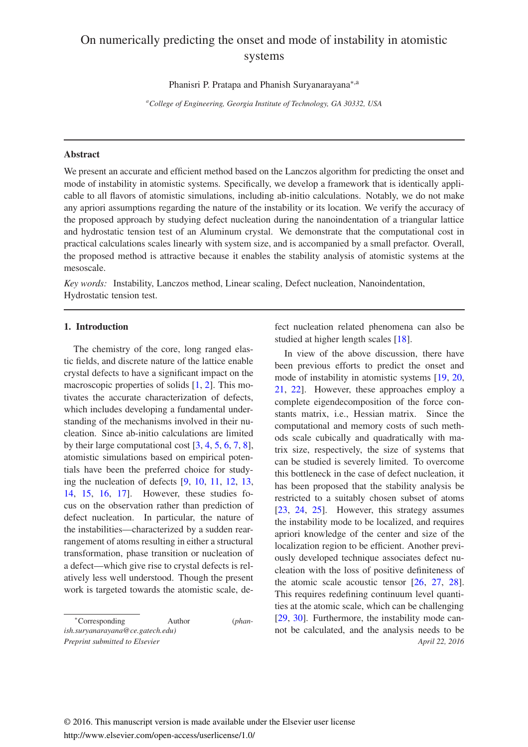# On numerically predicting the onset and mode of instability in atomistic systems

Phanisri P. Pratapa and Phanish Suryanarayana[*,a]

[a] *College of Engineering, Georgia Institute of Technology, GA 30332, USA*

---

## Abstract

We present an accurate and efficient method based on the Lanczos algorithm for predicting the onset and mode of instability in atomistic systems. Specifically, we develop a framework that is identically applicable to all flavors of atomistic simulations, including ab-initio calculations. Notably, we do not make any apriori assumptions regarding the nature of the instability or its location. We verify the accuracy of the proposed approach by studying defect nucleation during the nanoindentation of a triangular lattice and hydrostatic tension test of an Aluminum crystal. We demonstrate that the computational cost in practical calculations scales linearly with system size, and is accompanied by a small prefactor. Overall, the proposed method is attractive because it enables the stability analysis of atomistic systems at the mesoscale.

*Key words:* Instability, Lanczos method, Linear scaling, Defect nucleation, Nanoindentation, Hydrostatic tension test.

---

## 1. Introduction

The chemistry of the core, long ranged elastic fields, and discrete nature of the lattice enable crystal defects to have a significant impact on the macroscopic properties of solids [1, 2]. This motivates the accurate characterization of defects, which includes developing a fundamental understanding of the mechanisms involved in their nucleation. Since ab-initio calculations are limited by their large computational cost [3, 4, 5, 6, 7, 8], atomistic simulations based on empirical potentials have been the preferred choice for studying the nucleation of defects [9, 10, 11, 12, 13, 14, 15, 16, 17]. However, these studies focus on the observation rather than prediction of defect nucleation. In particular, the nature of the instabilities—characterized by a sudden rearrangement of atoms resulting in either a structural transformation, phase transition or nucleation of a defect—which give rise to crystal defects is relatively less well understood. Though the present work is targeted towards the atomistic scale, defect nucleation related phenomena can also be studied at higher length scales [18].

In view of the above discussion, there have been previous efforts to predict the onset and mode of instability in atomistic systems [19, 20, 21, 22]. However, these approaches employ a complete eigendecomposition of the force constants matrix, i.e., Hessian matrix. Since the computational and memory costs of such methods scale cubically and quadratically with matrix size, respectively, the size of systems that can be studied is severely limited. To overcome this bottleneck in the case of defect nucleation, it has been proposed that the stability analysis be restricted to a suitably chosen subset of atoms [23, 24, 25]. However, this strategy assumes the instability mode to be localized, and requires apriori knowledge of the center and size of the localization region to be efficient. Another previously developed technique associates defect nucleation with the loss of positive definiteness of the atomic scale acoustic tensor [26, 27, 28]. This requires redefining continuum level quantities at the atomic scale, which can be challenging [29, 30]. Furthermore, the instability mode cannot be calculated, and the analysis needs to be

[*] Corresponding Author (*phanish.suryanarayana@ce.gatech.edu*)

*Preprint submitted to Elsevier* *April 22, 2016*

© 2016. This manuscript version is made available under the Elsevier user license
http://www.elsevier.com/open-access/userlicense/1.0/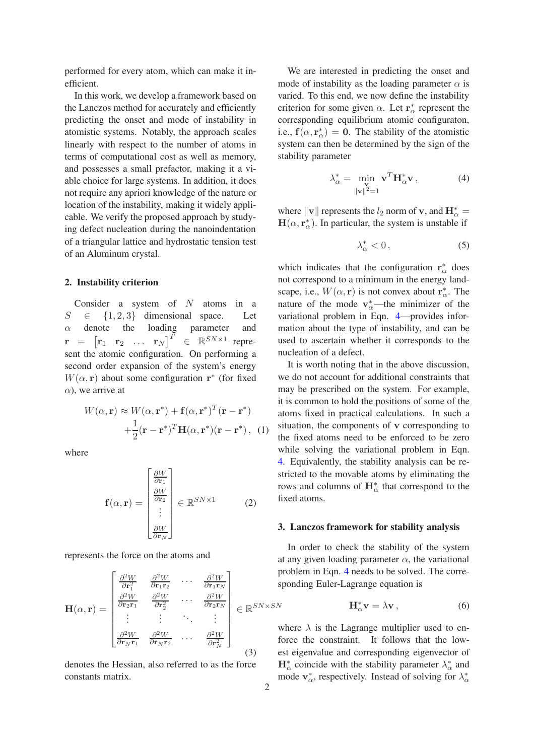performed for every atom, which can make it inefficient.

In this work, we develop a framework based on the Lanczos method for accurately and efficiently predicting the onset and mode of instability in atomistic systems. Notably, the approach scales linearly with respect to the number of atoms in terms of computational cost as well as memory, and possesses a small prefactor, making it a viable choice for large systems. In addition, it does not require any apriori knowledge of the nature or location of the instability, making it widely applicable. We verify the proposed approach by studying defect nucleation during the nanoindentation of a triangular lattice and hydrostatic tension test of an Aluminum crystal.

## 2. Instability criterion

Consider a system of $N$ atoms in a $S \in \{1,2,3\}$ dimensional space. Let $\alpha$ denote the loading parameter and $\mathbf{r} = \begin{bmatrix} \mathbf{r}_1 & \mathbf{r}_2 & \dots & \mathbf{r}_N \end{bmatrix}^T \in \mathbb{R}^{SN\times 1}$ represent the atomic configuration. On performing a second order expansion of the system's energy $W(\alpha, \mathbf{r})$ about some configuration $\mathbf{r}^*$ (for fixed $\alpha$), we arrive at

$$
\begin{aligned}
W(\alpha,\mathbf{r}) \approx W(\alpha,\mathbf{r}^*) + \mathbf{f}(\alpha,\mathbf{r}^*)^T(\mathbf{r}-\mathbf{r}^*) \\
+\frac{1}{2}(\mathbf{r}-\mathbf{r}^*)^T\mathbf{H}(\alpha,\mathbf{r}^*)(\mathbf{r}-\mathbf{r}^*)\,, \quad (1)
\end{aligned}
$$

where

$$
\mathbf{f}(\alpha,\mathbf{r}) = \begin{bmatrix} \frac{\partial W}{\partial \mathbf{r}_1} \\ \frac{\partial W}{\partial \mathbf{r}_2} \\ \vdots \\ \frac{\partial W}{\partial \mathbf{r}_N} \end{bmatrix} \in \mathbb{R}^{SN\times 1} \quad (2)
$$

represents the force on the atoms and

$$
\mathbf{H}(\alpha,\mathbf{r}) = \begin{bmatrix} \frac{\partial^2 W}{\partial \mathbf{r}_1^2} & \frac{\partial^2 W}{\partial \mathbf{r}_1 \mathbf{r}_2} & \cdots & \frac{\partial^2 W}{\partial \mathbf{r}_1 \mathbf{r}_N} \\ \frac{\partial^2 W}{\partial \mathbf{r}_2 \mathbf{r}_1} & \frac{\partial^2 W}{\partial \mathbf{r}_2^2} & \cdots & \frac{\partial^2 W}{\partial \mathbf{r}_2 \mathbf{r}_N} \\ \vdots & \vdots & \ddots & \vdots \\ \frac{\partial^2 W}{\partial \mathbf{r}_N \mathbf{r}_1} & \frac{\partial^2 W}{\partial \mathbf{r}_N \mathbf{r}_2} & \cdots & \frac{\partial^2 W}{\partial \mathbf{r}_N^2} \end{bmatrix} \in \mathbb{R}^{SN\times SN} \quad (3)
$$

denotes the Hessian, also referred to as the force constants matrix.

We are interested in predicting the onset and mode of instability as the loading parameter $\alpha$ is varied. To this end, we now define the instability criterion for some given $\alpha$. Let $\mathbf{r}_\alpha^*$ represent the corresponding equilibrium atomic configuraton, i.e., $\mathbf{f}(\alpha, \mathbf{r}_\alpha^*) = \mathbf{0}$. The stability of the atomistic system can then be determined by the sign of the stability parameter

$$
\lambda_\alpha^* = \min_{\substack{\mathbf{v} \\ \|\mathbf{v}\|^2=1}} \mathbf{v}^T \mathbf{H}_\alpha^* \mathbf{v}\,, \quad (4)
$$

where $\|\mathbf{v}\|$ represents the $l_2$ norm of $\mathbf{v}$, and $\mathbf{H}_\alpha^* = \mathbf{H}(\alpha, \mathbf{r}_\alpha^*)$. In particular, the system is unstable if

$$
\lambda_\alpha^* < 0\,, \quad (5)
$$

which indicates that the configuration $\mathbf{r}_\alpha^*$ does not correspond to a minimum in the energy landscape, i.e., $W(\alpha,\mathbf{r})$ is not convex about $\mathbf{r}_\alpha^*$. The nature of the mode $\mathbf{v}_\alpha^*$—the minimizer of the variational problem in Eqn. 4—provides information about the type of instability, and can be used to ascertain whether it corresponds to the nucleation of a defect.

It is worth noting that in the above discussion, we do not account for additional constraints that may be prescribed on the system. For example, it is common to hold the positions of some of the atoms fixed in practical calculations. In such a situation, the components of $\mathbf{v}$ corresponding to the fixed atoms need to be enforced to be zero while solving the variational problem in Eqn. 4. Equivalently, the stability analysis can be restricted to the movable atoms by eliminating the rows and columns of $\mathbf{H}_\alpha^*$ that correspond to the fixed atoms.

## 3. Lanczos framework for stability analysis

In order to check the stability of the system at any given loading parameter $\alpha$, the variational problem in Eqn. 4 needs to be solved. The corresponding Euler-Lagrange equation is

$$
\mathbf{H}_\alpha^* \mathbf{v} = \lambda \mathbf{v}\,, \quad (6)
$$

where $\lambda$ is the Lagrange multiplier used to enforce the constraint. It follows that the lowest eigenvalue and corresponding eigenvector of $\mathbf{H}_\alpha^*$ coincide with the stability parameter $\lambda_\alpha^*$ and mode $\mathbf{v}_\alpha^*$, respectively. Instead of solving for $\lambda_\alpha^*$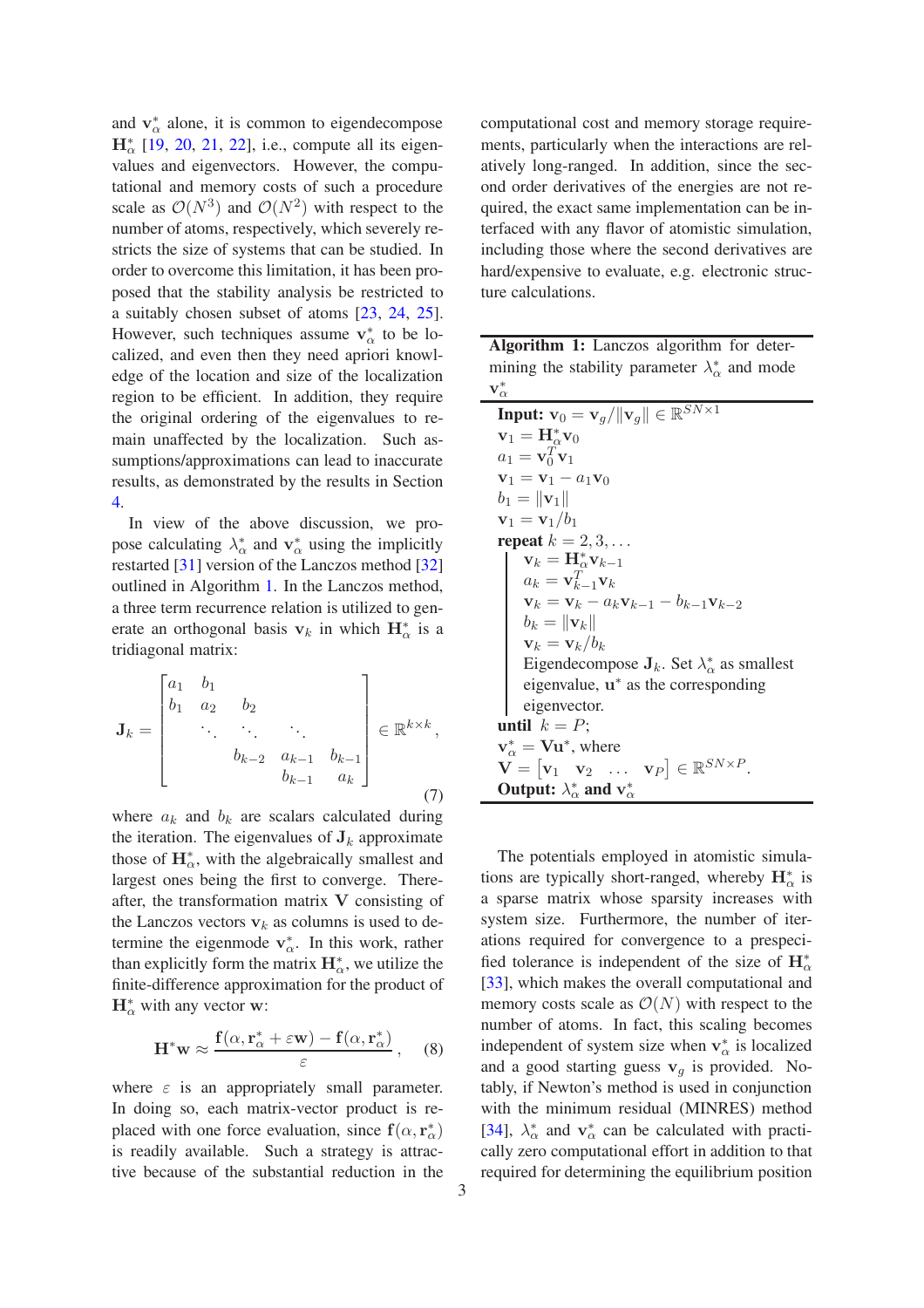and $\mathbf{v}_\alpha^*$ alone, it is common to eigendecompose $\mathbf{H}_\alpha^*$ [19, 20, 21, 22], i.e., compute all its eigenvalues and eigenvectors. However, the computational and memory costs of such a procedure scale as $\mathcal{O}(N^3)$ and $\mathcal{O}(N^2)$ with respect to the number of atoms, respectively, which severely restricts the size of systems that can be studied. In order to overcome this limitation, it has been proposed that the stability analysis be restricted to a suitably chosen subset of atoms [23, 24, 25]. However, such techniques assume $\mathbf{v}_\alpha^*$ to be localized, and even then they need apriori knowledge of the location and size of the localization region to be efficient. In addition, they require the original ordering of the eigenvalues to remain unaffected by the localization. Such assumptions/approximations can lead to inaccurate results, as demonstrated by the results in Section 4.

In view of the above discussion, we propose calculating $\lambda_\alpha^*$ and $\mathbf{v}_\alpha^*$ using the implicitly restarted [31] version of the Lanczos method [32] outlined in Algorithm 1. In the Lanczos method, a three term recurrence relation is utilized to generate an orthogonal basis $\mathbf{v}_k$ in which $\mathbf{H}_\alpha^*$ is a tridiagonal matrix:

$$
\mathbf{J}_k = \begin{bmatrix} a_1 & b_1 & & & \\ b_1 & a_2 & b_2 & & \\ & \ddots & \ddots & \ddots & \\ & & b_{k-2} & a_{k-1} & b_{k-1} \\ & & & b_{k-1} & a_k \end{bmatrix} \in \mathbb{R}^{k\times k}, \tag{7}
$$

where $a_k$ and $b_k$ are scalars calculated during the iteration. The eigenvalues of $\mathbf{J}_k$ approximate those of $\mathbf{H}_\alpha^*$, with the algebraically smallest and largest ones being the first to converge. Thereafter, the transformation matrix $\mathbf{V}$ consisting of the Lanczos vectors $\mathbf{v}_k$ as columns is used to determine the eigenmode $\mathbf{v}_\alpha^*$. In this work, rather than explicitly form the matrix $\mathbf{H}_\alpha^*$, we utilize the finite-difference approximation for the product of $\mathbf{H}_\alpha^*$ with any vector $\mathbf{w}$:

$$
\mathbf{H}^*\mathbf{w} \approx \frac{\mathbf{f}(\alpha, \mathbf{r}_\alpha^* + \varepsilon \mathbf{w}) - \mathbf{f}(\alpha, \mathbf{r}_\alpha^*)}{\varepsilon}, \tag{8}
$$

where $\varepsilon$ is an appropriately small parameter. In doing so, each matrix-vector product is replaced with one force evaluation, since $\mathbf{f}(\alpha, \mathbf{r}_\alpha^*)$ is readily available. Such a strategy is attractive because of the substantial reduction in the computational cost and memory storage requirements, particularly when the interactions are relatively long-ranged. In addition, since the second order derivatives of the energies are not required, the exact same implementation can be interfaced with any flavor of atomistic simulation, including those where the second derivatives are hard/expensive to evaluate, e.g. electronic structure calculations.

**Algorithm 1:** Lanczos algorithm for determining the stability parameter $\lambda_\alpha^*$ and mode $\mathbf{v}_\alpha^*$

**Input:** $\mathbf{v}_0 = \mathbf{v}_g / \|\mathbf{v}_g\| \in \mathbb{R}^{SN\times 1}$
$\mathbf{v}_1 = \mathbf{H}_\alpha^* \mathbf{v}_0$
$a_1 = \mathbf{v}_0^T \mathbf{v}_1$
$\mathbf{v}_1 = \mathbf{v}_1 - a_1 \mathbf{v}_0$
$b_1 = \|\mathbf{v}_1\|$
$\mathbf{v}_1 = \mathbf{v}_1 / b_1$
**repeat** $k = 2, 3, \ldots$
  $\mathbf{v}_k = \mathbf{H}_\alpha^* \mathbf{v}_{k-1}$
  $a_k = \mathbf{v}_{k-1}^T \mathbf{v}_k$
  $\mathbf{v}_k = \mathbf{v}_k - a_k \mathbf{v}_{k-1} - b_{k-1}\mathbf{v}_{k-2}$
  $b_k = \|\mathbf{v}_k\|$
  $\mathbf{v}_k = \mathbf{v}_k / b_k$
  Eigendecompose $\mathbf{J}_k$. Set $\lambda_\alpha^*$ as smallest eigenvalue, $\mathbf{u}^*$ as the corresponding eigenvector.
**until** $k = P$;
$\mathbf{v}_\alpha^* = \mathbf{V}\mathbf{u}^*$, where
$\mathbf{V} = \begin{bmatrix} \mathbf{v}_1 & \mathbf{v}_2 & \ldots & \mathbf{v}_P \end{bmatrix} \in \mathbb{R}^{SN\times P}$.
**Output:** $\lambda_\alpha^*$ **and** $\mathbf{v}_\alpha^*$

The potentials employed in atomistic simulations are typically short-ranged, whereby $\mathbf{H}_\alpha^*$ is a sparse matrix whose sparsity increases with system size. Furthermore, the number of iterations required for convergence to a prespecified tolerance is independent of the size of $\mathbf{H}_\alpha^*$ [33], which makes the overall computational and memory costs scale as $\mathcal{O}(N)$ with respect to the number of atoms. In fact, this scaling becomes independent of system size when $\mathbf{v}_\alpha^*$ is localized and a good starting guess $\mathbf{v}_g$ is provided. Notably, if Newton's method is used in conjunction with the minimum residual (MINRES) method [34], $\lambda_\alpha^*$ and $\mathbf{v}_\alpha^*$ can be calculated with practically zero computational effort in addition to that required for determining the equilibrium position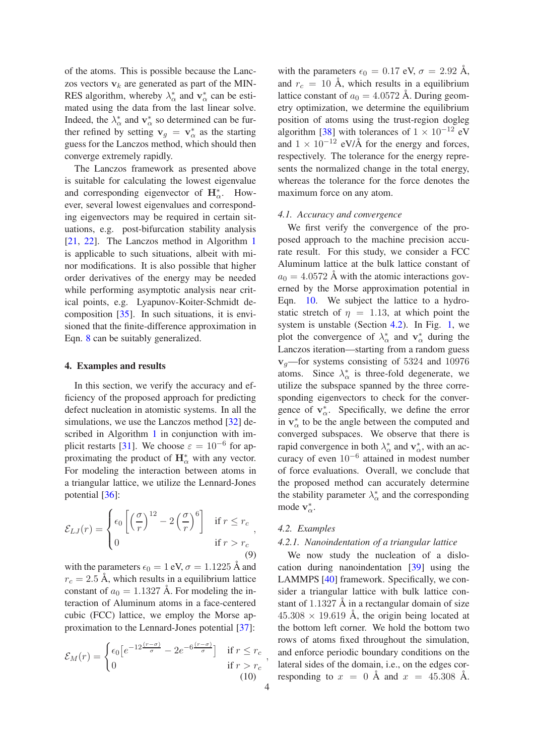of the atoms. This is possible because the Lanczos vectors $\mathbf{v}_k$ are generated as part of the MINRES algorithm, whereby $\lambda^*_\alpha$ and $\mathbf{v}^*_\alpha$ can be estimated using the data from the last linear solve. Indeed, the $\lambda^*_\alpha$ and $\mathbf{v}^*_\alpha$ so determined can be further refined by setting $\mathbf{v}_g = \mathbf{v}^*_\alpha$ as the starting guess for the Lanczos method, which should then converge extremely rapidly.

The Lanczos framework as presented above is suitable for calculating the lowest eigenvalue and corresponding eigenvector of $\mathbf{H}^*_\alpha$. However, several lowest eigenvalues and corresponding eigenvectors may be required in certain situations, e.g. post-bifurcation stability analysis [21, 22]. The Lanczos method in Algorithm 1 is applicable to such situations, albeit with minor modifications. It is also possible that higher order derivatives of the energy may be needed while performing asymptotic analysis near critical points, e.g. Lyapunov-Koiter-Schmidt decomposition [35]. In such situations, it is envisioned that the finite-difference approximation in Eqn. 8 can be suitably generalized.

## 4. Examples and results

In this section, we verify the accuracy and efficiency of the proposed approach for predicting defect nucleation in atomistic systems. In all the simulations, we use the Lanczos method [32] described in Algorithm 1 in conjunction with implicit restarts [31]. We choose $\varepsilon = 10^{-6}$ for approximating the product of $\mathbf{H}^*_\alpha$ with any vector. For modeling the interaction between atoms in a triangular lattice, we utilize the Lennard-Jones potential [36]:

$$\mathcal{E}_{LJ}(r) = \begin{cases} \epsilon_0 \left[ \left(\dfrac{\sigma}{r}\right)^{12} - 2\left(\dfrac{\sigma}{r}\right)^6 \right] & \text{if } r \leq r_c \\ 0 & \text{if } r > r_c \end{cases}, \tag{9}$$

with the parameters $\epsilon_0 = 1$ eV, $\sigma = 1.1225$ Å and $r_c = 2.5$ Å, which results in a equilibrium lattice constant of $a_0 = 1.1327$ Å. For modeling the interaction of Aluminum atoms in a face-centered cubic (FCC) lattice, we employ the Morse approximation to the Lennard-Jones potential [37]:

$$\mathcal{E}_M(r) = \begin{cases} \epsilon_0 \left[ e^{-12\frac{(r-\sigma)}{\sigma}} - 2e^{-6\frac{(r-\sigma)}{\sigma}} \right] & \text{if } r \leq r_c \\ 0 & \text{if } r > r_c \end{cases}, \tag{10}$$

with the parameters $\epsilon_0 = 0.17$ eV, $\sigma = 2.92$ Å, and $r_c = 10$ Å, which results in a equilibrium lattice constant of $a_0 = 4.0572$ Å. During geometry optimization, we determine the equilibrium position of atoms using the trust-region dogleg algorithm [38] with tolerances of $1 \times 10^{-12}$ eV and $1 \times 10^{-12}$ eV/Å for the energy and forces, respectively. The tolerance for the energy represents the normalized change in the total energy, whereas the tolerance for the force denotes the maximum force on any atom.

### 4.1. Accuracy and convergence

We first verify the convergence of the proposed approach to the machine precision accurate result. For this study, we consider a FCC Aluminum lattice at the bulk lattice constant of $a_0 = 4.0572$ Å with the atomic interactions governed by the Morse approximation potential in Eqn. 10. We subject the lattice to a hydrostatic stretch of $\eta = 1.13$, at which point the system is unstable (Section 4.2). In Fig. 1, we plot the convergence of $\lambda^*_\alpha$ and $\mathbf{v}^*_\alpha$ during the Lanczos iteration—starting from a random guess $\mathbf{v}_g$—for systems consisting of 5324 and 10976 atoms. Since $\lambda^*_\alpha$ is three-fold degenerate, we utilize the subspace spanned by the three corresponding eigenvectors to check for the convergence of $\mathbf{v}^*_\alpha$. Specifically, we define the error in $\mathbf{v}^*_\alpha$ to be the angle between the computed and converged subspaces. We observe that there is rapid convergence in both $\lambda^*_\alpha$ and $\mathbf{v}^*_\alpha$, with an accuracy of even $10^{-6}$ attained in modest number of force evaluations. Overall, we conclude that the proposed method can accurately determine the stability parameter $\lambda^*_\alpha$ and the corresponding mode $\mathbf{v}^*_\alpha$.

### 4.2. Examples

#### 4.2.1. Nanoindentation of a triangular lattice

We now study the nucleation of a dislocation during nanoindentation [39] using the LAMMPS [40] framework. Specifically, we consider a triangular lattice with bulk lattice constant of 1.1327 Å in a rectangular domain of size $45.308 \times 19.619$ Å, the origin being located at the bottom left corner. We hold the bottom two rows of atoms fixed throughout the simulation, and enforce periodic boundary conditions on the lateral sides of the domain, i.e., on the edges corresponding to $x = 0$ Å and $x = 45.308$ Å.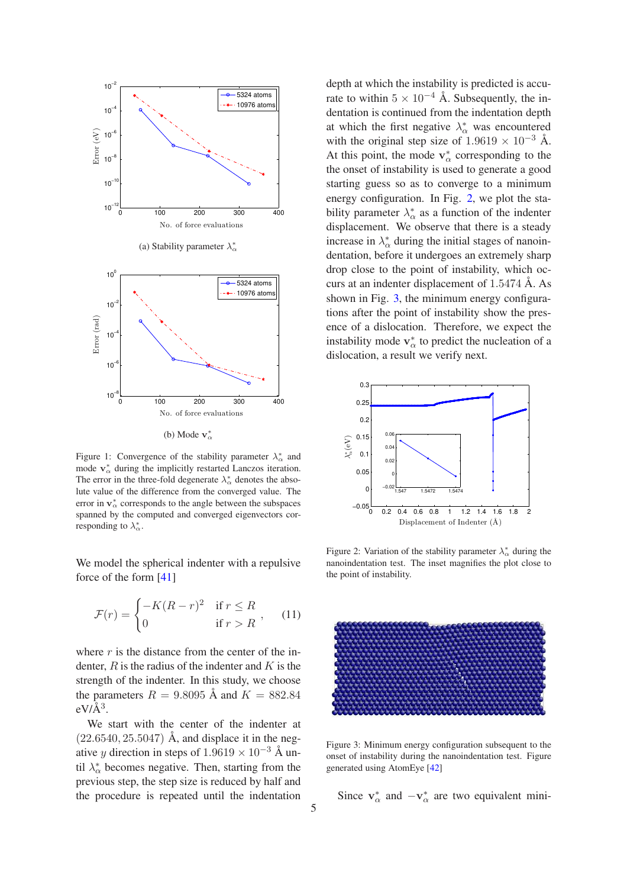(a) Stability parameter $\lambda_\alpha^*$

(b) Mode $\mathbf{v}_\alpha^*$

Figure 1: Convergence of the stability parameter $\lambda_\alpha^*$ and mode $\mathbf{v}_\alpha^*$ during the implicitly restarted Lanczos iteration. The error in the three-fold degenerate $\lambda_\alpha^*$ denotes the absolute value of the difference from the converged value. The error in $\mathbf{v}_\alpha^*$ corresponds to the angle between the subspaces spanned by the computed and converged eigenvectors corresponding to $\lambda_\alpha^*$.

We model the spherical indenter with a repulsive force of the form [41]

$$\mathcal{F}(r) = \begin{cases} -K(R-r)^2 & \text{if } r \leq R \\ 0 & \text{if } r > R \end{cases}, \qquad (11)$$

where $r$ is the distance from the center of the indenter, $R$ is the radius of the indenter and $K$ is the strength of the indenter. In this study, we choose the parameters $R = 9.8095$ Å and $K = 882.84$ eV/Å$^3$.

We start with the center of the indenter at $(22.6540, 25.5047)$ Å, and displace it in the negative $y$ direction in steps of $1.9619 \times 10^{-3}$ Å until $\lambda_\alpha^*$ becomes negative. Then, starting from the previous step, the step size is reduced by half and the procedure is repeated until the indentation depth at which the instability is predicted is accurate to within $5 \times 10^{-4}$ Å. Subsequently, the indentation is continued from the indentation depth at which the first negative $\lambda_\alpha^*$ was encountered with the original step size of $1.9619 \times 10^{-3}$ Å. At this point, the mode $\mathbf{v}_\alpha^*$ corresponding to the the onset of instability is used to generate a good starting guess so as to converge to a minimum energy configuration. In Fig. 2, we plot the stability parameter $\lambda_\alpha^*$ as a function of the indenter displacement. We observe that there is a steady increase in $\lambda_\alpha^*$ during the initial stages of nanoindentation, before it undergoes an extremely sharp drop close to the point of instability, which occurs at an indenter displacement of 1.5474 Å. As shown in Fig. 3, the minimum energy configurations after the point of instability show the presence of a dislocation. Therefore, we expect the instability mode $\mathbf{v}_\alpha^*$ to predict the nucleation of a dislocation, a result we verify next.

Figure 2: Variation of the stability parameter $\lambda_\alpha^*$ during the nanoindentation test. The inset magnifies the plot close to the point of instability.

Figure 3: Minimum energy configuration subsequent to the onset of instability during the nanoindentation test. Figure generated using AtomEye [42]

Since $\mathbf{v}_\alpha^*$ and $-\mathbf{v}_\alpha^*$ are two equivalent mini-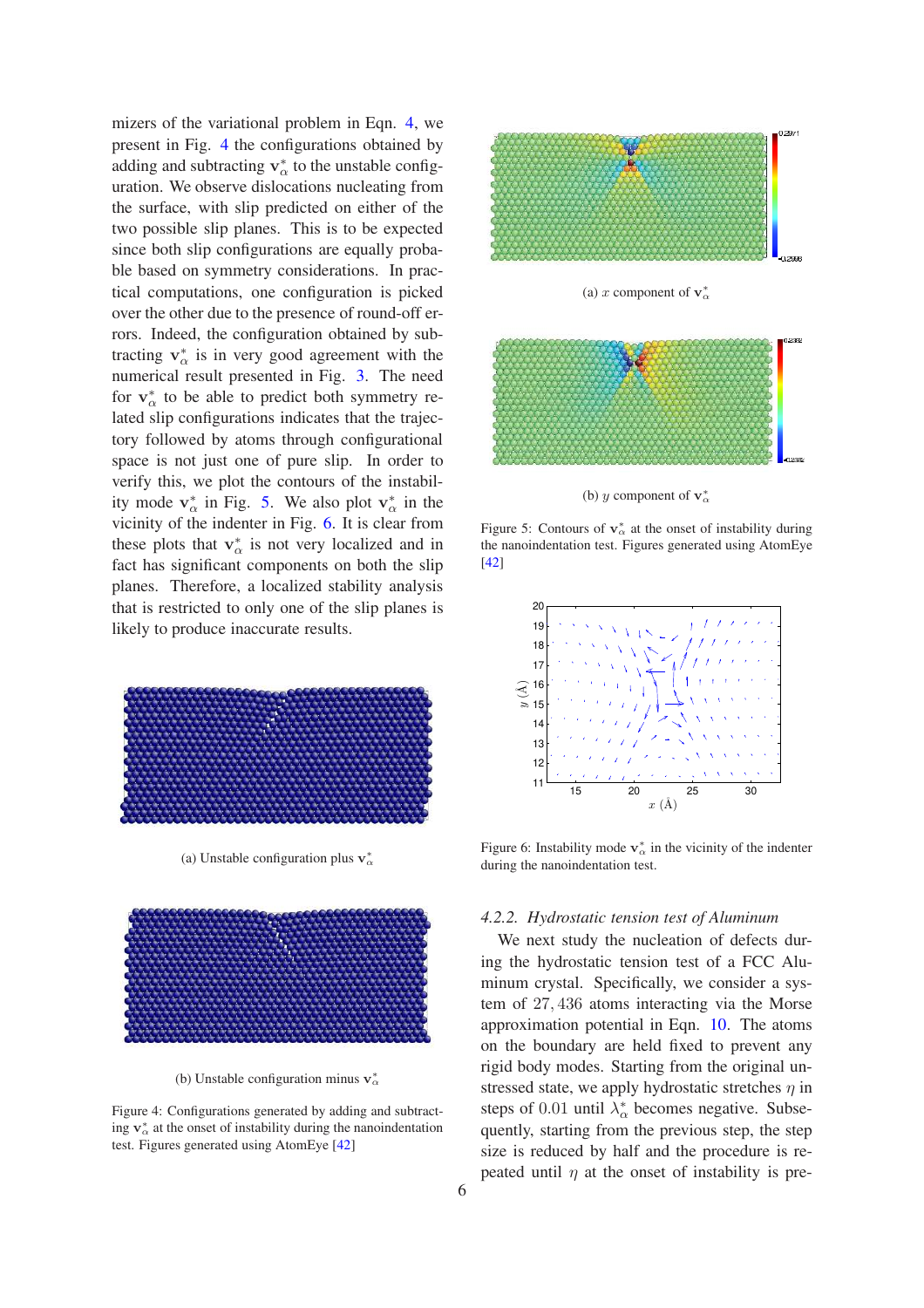mizers of the variational problem in Eqn. 4, we present in Fig. 4 the configurations obtained by adding and subtracting $\mathbf{v}_\alpha^*$ to the unstable configuration. We observe dislocations nucleating from the surface, with slip predicted on either of the two possible slip planes. This is to be expected since both slip configurations are equally probable based on symmetry considerations. In practical computations, one configuration is picked over the other due to the presence of round-off errors. Indeed, the configuration obtained by subtracting $\mathbf{v}_\alpha^*$ is in very good agreement with the numerical result presented in Fig. 3. The need for $\mathbf{v}_\alpha^*$ to be able to predict both symmetry related slip configurations indicates that the trajectory followed by atoms through configurational space is not just one of pure slip. In order to verify this, we plot the contours of the instability mode $\mathbf{v}_\alpha^*$ in Fig. 5. We also plot $\mathbf{v}_\alpha^*$ in the vicinity of the indenter in Fig. 6. It is clear from these plots that $\mathbf{v}_\alpha^*$ is not very localized and in fact has significant components on both the slip planes. Therefore, a localized stability analysis that is restricted to only one of the slip planes is likely to produce inaccurate results.

(a) Unstable configuration plus $\mathbf{v}_\alpha^*$

(b) Unstable configuration minus $\mathbf{v}_\alpha^*$

Figure 4: Configurations generated by adding and subtracting $\mathbf{v}_\alpha^*$ at the onset of instability during the nanoindentation test. Figures generated using AtomEye [42]

(a) $x$ component of $\mathbf{v}_\alpha^*$

(b) $y$ component of $\mathbf{v}_\alpha^*$

Figure 5: Contours of $\mathbf{v}_\alpha^*$ at the onset of instability during the nanoindentation test. Figures generated using AtomEye [42]

Figure 6: Instability mode $\mathbf{v}_\alpha^*$ in the vicinity of the indenter during the nanoindentation test.

### 4.2.2. Hydrostatic tension test of Aluminum

We next study the nucleation of defects during the hydrostatic tension test of a FCC Aluminum crystal. Specifically, we consider a system of $27,436$ atoms interacting via the Morse approximation potential in Eqn. 10. The atoms on the boundary are held fixed to prevent any rigid body modes. Starting from the original unstressed state, we apply hydrostatic stretches $\eta$ in steps of $0.01$ until $\lambda_\alpha^*$ becomes negative. Subsequently, starting from the previous step, the step size is reduced by half and the procedure is repeated until $\eta$ at the onset of instability is pre-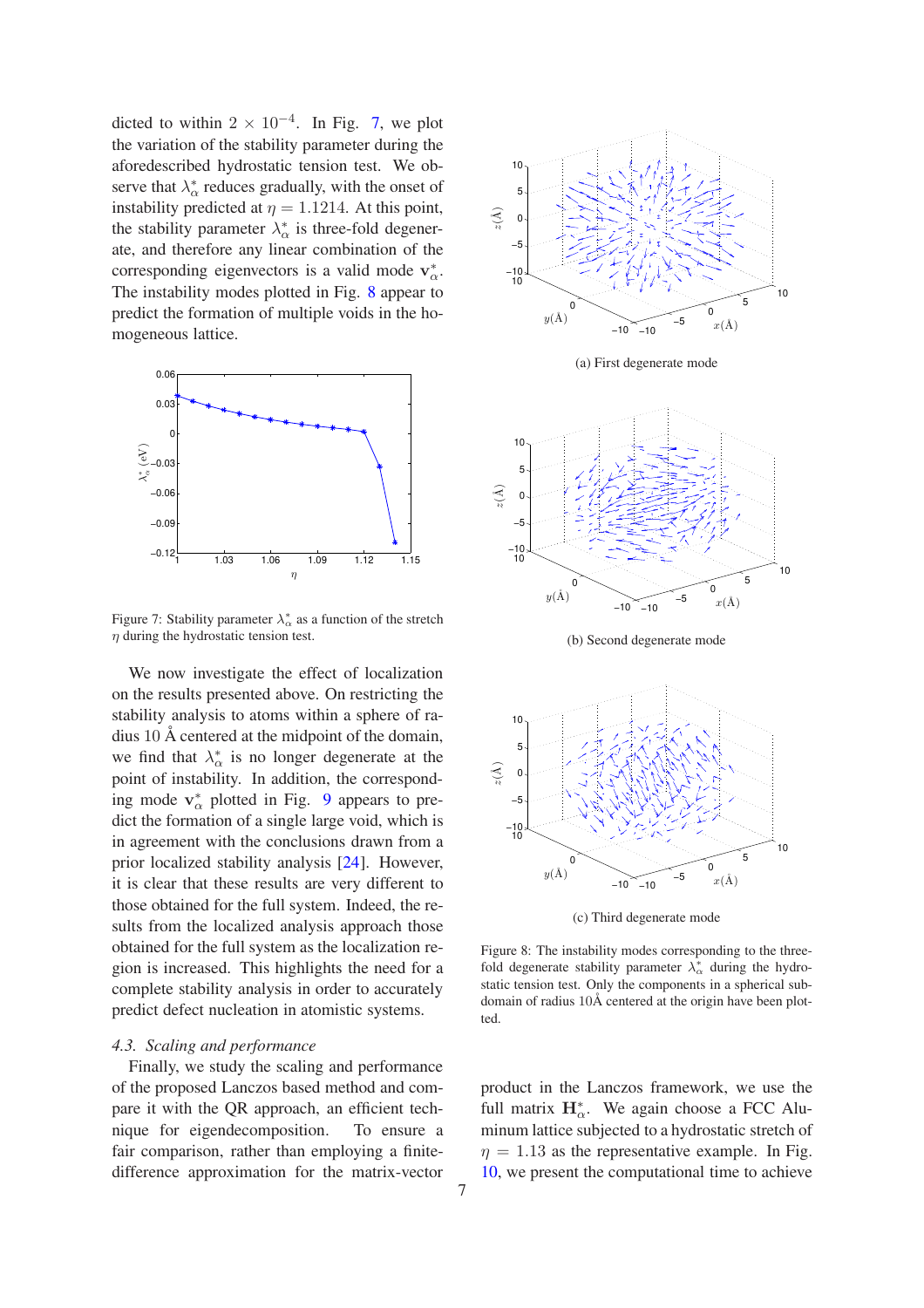dicted to within $2 \times 10^{-4}$. In Fig. 7, we plot the variation of the stability parameter during the aforedescribed hydrostatic tension test. We observe that $\lambda_\alpha^*$ reduces gradually, with the onset of instability predicted at $\eta = 1.1214$. At this point, the stability parameter $\lambda_\alpha^*$ is three-fold degenerate, and therefore any linear combination of the corresponding eigenvectors is a valid mode $\mathbf{v}_\alpha^*$. The instability modes plotted in Fig. 8 appear to predict the formation of multiple voids in the homogeneous lattice.

Figure 7: Stability parameter $\lambda_\alpha^*$ as a function of the stretch $\eta$ during the hydrostatic tension test.

We now investigate the effect of localization on the results presented above. On restricting the stability analysis to atoms within a sphere of radius 10 Å centered at the midpoint of the domain, we find that $\lambda_\alpha^*$ is no longer degenerate at the point of instability. In addition, the corresponding mode $\mathbf{v}_\alpha^*$ plotted in Fig. 9 appears to predict the formation of a single large void, which is in agreement with the conclusions drawn from a prior localized stability analysis [24]. However, it is clear that these results are very different to those obtained for the full system. Indeed, the results from the localized analysis approach those obtained for the full system as the localization region is increased. This highlights the need for a complete stability analysis in order to accurately predict defect nucleation in atomistic systems.

### 4.3. Scaling and performance

Finally, we study the scaling and performance of the proposed Lanczos based method and compare it with the QR approach, an efficient technique for eigendecomposition. To ensure a fair comparison, rather than employing a finite-difference approximation for the matrix-vector product in the Lanczos framework, we use the full matrix $\mathbf{H}_\alpha^*$. We again choose a FCC Aluminum lattice subjected to a hydrostatic stretch of $\eta = 1.13$ as the representative example. In Fig. 10, we present the computational time to achieve

(a) First degenerate mode

(b) Second degenerate mode

(c) Third degenerate mode

Figure 8: The instability modes corresponding to the three-fold degenerate stability parameter $\lambda_\alpha^*$ during the hydrostatic tension test. Only the components in a spherical subdomain of radius 10Å centered at the origin have been plotted.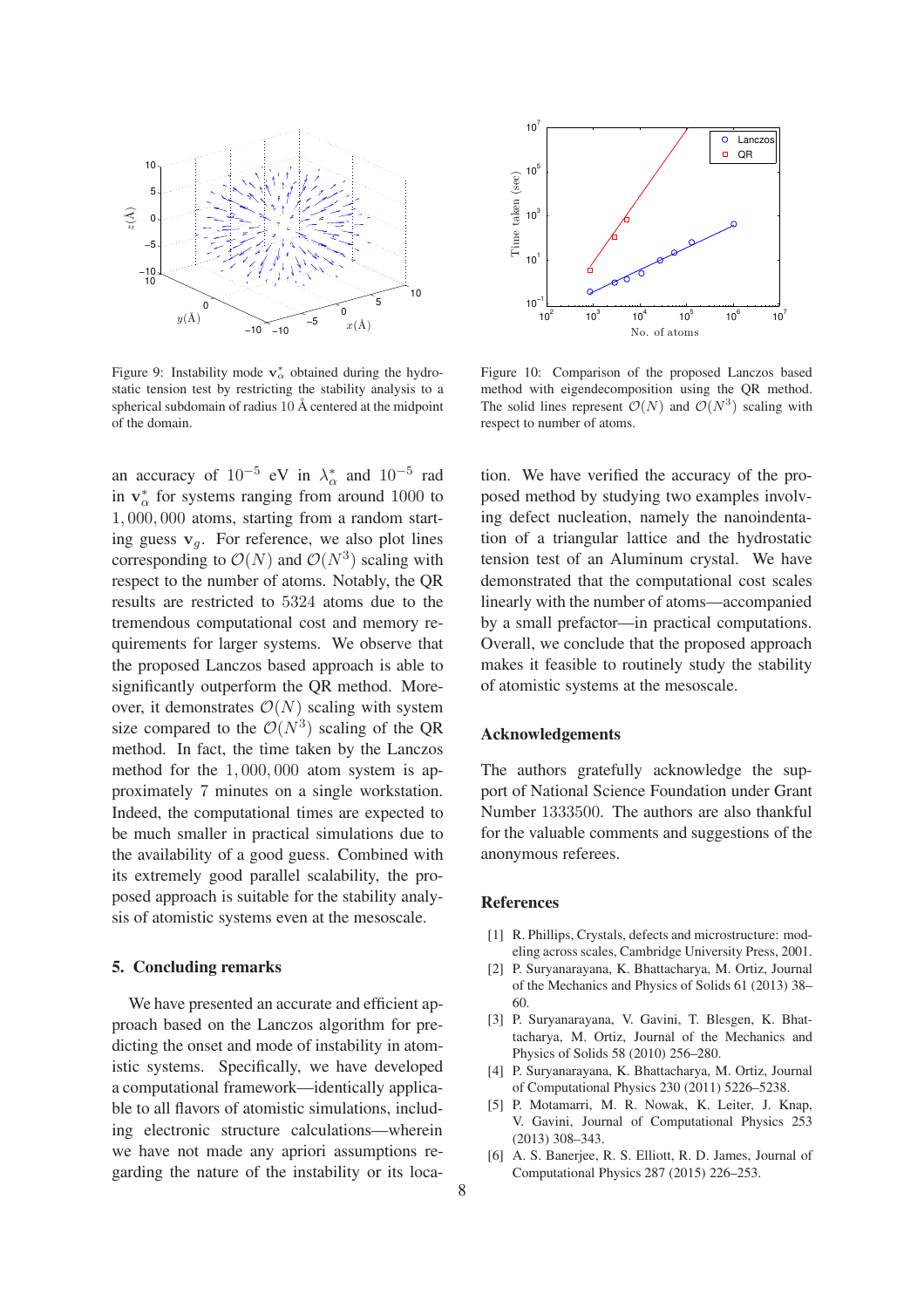Figure 9: Instability mode $\mathbf{v}_\alpha^*$ obtained during the hydrostatic tension test by restricting the stability analysis to a spherical subdomain of radius 10 Å centered at the midpoint of the domain.

Figure 10: Comparison of the proposed Lanczos based method with eigendecomposition using the QR method. The solid lines represent $\mathcal{O}(N)$ and $\mathcal{O}(N^3)$ scaling with respect to number of atoms.

an accuracy of $10^{-5}$ eV in $\lambda_\alpha^*$ and $10^{-5}$ rad in $\mathbf{v}_\alpha^*$ for systems ranging from around 1000 to $1,000,000$ atoms, starting from a random starting guess $\mathbf{v}_g$. For reference, we also plot lines corresponding to $\mathcal{O}(N)$ and $\mathcal{O}(N^3)$ scaling with respect to the number of atoms. Notably, the QR results are restricted to 5324 atoms due to the tremendous computational cost and memory requirements for larger systems. We observe that the proposed Lanczos based approach is able to significantly outperform the QR method. Moreover, it demonstrates $\mathcal{O}(N)$ scaling with system size compared to the $\mathcal{O}(N^3)$ scaling of the QR method. In fact, the time taken by the Lanczos method for the $1,000,000$ atom system is approximately 7 minutes on a single workstation. Indeed, the computational times are expected to be much smaller in practical simulations due to the availability of a good guess. Combined with its extremely good parallel scalability, the proposed approach is suitable for the stability analysis of atomistic systems even at the mesoscale.

## 5. Concluding remarks

We have presented an accurate and efficient approach based on the Lanczos algorithm for predicting the onset and mode of instability in atomistic systems. Specifically, we have developed a computational framework—identically applicable to all flavors of atomistic simulations, including electronic structure calculations—wherein we have not made any apriori assumptions regarding the nature of the instability or its location. We have verified the accuracy of the proposed method by studying two examples involving defect nucleation, namely the nanoindentation of a triangular lattice and the hydrostatic tension test of an Aluminum crystal. We have demonstrated that the computational cost scales linearly with the number of atoms—accompanied by a small prefactor—in practical computations. Overall, we conclude that the proposed approach makes it feasible to routinely study the stability of atomistic systems at the mesoscale.

## Acknowledgements

The authors gratefully acknowledge the support of National Science Foundation under Grant Number 1333500. The authors are also thankful for the valuable comments and suggestions of the anonymous referees.

## References

[1] R. Phillips, Crystals, defects and microstructure: modeling across scales, Cambridge University Press, 2001.

[2] P. Suryanarayana, K. Bhattacharya, M. Ortiz, Journal of the Mechanics and Physics of Solids 61 (2013) 38–60.

[3] P. Suryanarayana, V. Gavini, T. Blesgen, K. Bhattacharya, M. Ortiz, Journal of the Mechanics and Physics of Solids 58 (2010) 256–280.

[4] P. Suryanarayana, K. Bhattacharya, M. Ortiz, Journal of Computational Physics 230 (2011) 5226–5238.

[5] P. Motamarri, M. R. Nowak, K. Leiter, J. Knap, V. Gavini, Journal of Computational Physics 253 (2013) 308–343.

[6] A. S. Banerjee, R. S. Elliott, R. D. James, Journal of Computational Physics 287 (2015) 226–253.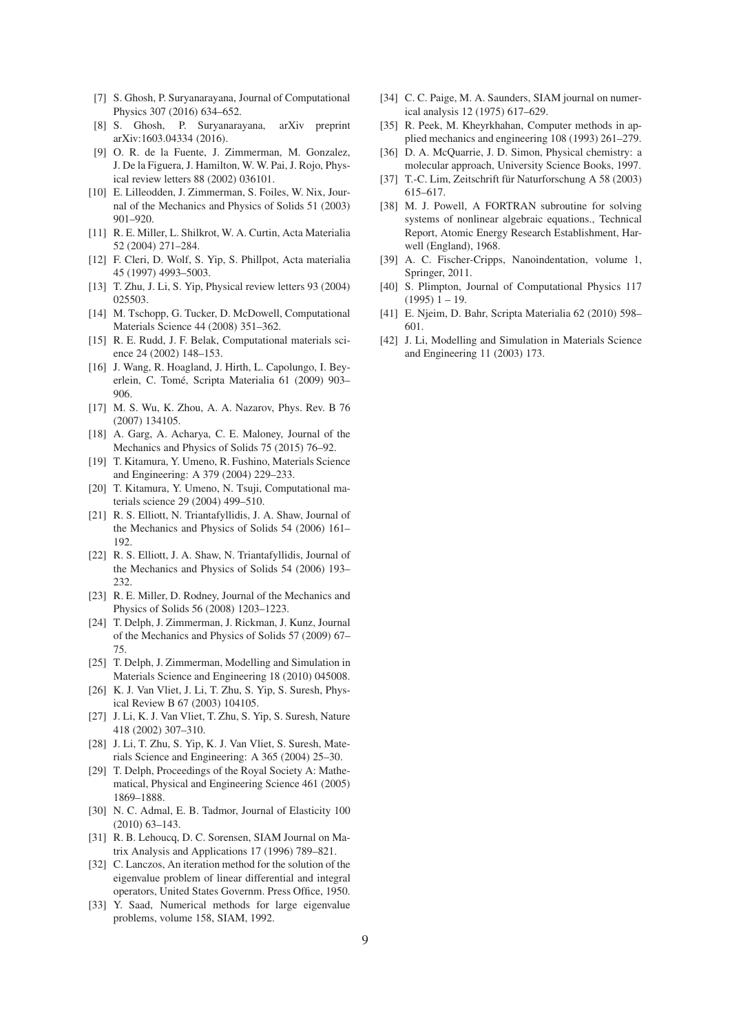- [7] S. Ghosh, P. Suryanarayana, Journal of Computational Physics 307 (2016) 634–652.
- [8] S. Ghosh, P. Suryanarayana, arXiv preprint arXiv:1603.04334 (2016).
- [9] O. R. de la Fuente, J. Zimmerman, M. Gonzalez, J. De la Figuera, J. Hamilton, W. W. Pai, J. Rojo, Physical review letters 88 (2002) 036101.
- [10] E. Lilleodden, J. Zimmerman, S. Foiles, W. Nix, Journal of the Mechanics and Physics of Solids 51 (2003) 901–920.
- [11] R. E. Miller, L. Shilkrot, W. A. Curtin, Acta Materialia 52 (2004) 271–284.
- [12] F. Cleri, D. Wolf, S. Yip, S. Phillpot, Acta materialia 45 (1997) 4993–5003.
- [13] T. Zhu, J. Li, S. Yip, Physical review letters 93 (2004) 025503.
- [14] M. Tschopp, G. Tucker, D. McDowell, Computational Materials Science 44 (2008) 351–362.
- [15] R. E. Rudd, J. F. Belak, Computational materials science 24 (2002) 148–153.
- [16] J. Wang, R. Hoagland, J. Hirth, L. Capolungo, I. Beyerlein, C. Tomé, Scripta Materialia 61 (2009) 903–906.
- [17] M. S. Wu, K. Zhou, A. A. Nazarov, Phys. Rev. B 76 (2007) 134105.
- [18] A. Garg, A. Acharya, C. E. Maloney, Journal of the Mechanics and Physics of Solids 75 (2015) 76–92.
- [19] T. Kitamura, Y. Umeno, R. Fushino, Materials Science and Engineering: A 379 (2004) 229–233.
- [20] T. Kitamura, Y. Umeno, N. Tsuji, Computational materials science 29 (2004) 499–510.
- [21] R. S. Elliott, N. Triantafyllidis, J. A. Shaw, Journal of the Mechanics and Physics of Solids 54 (2006) 161–192.
- [22] R. S. Elliott, J. A. Shaw, N. Triantafyllidis, Journal of the Mechanics and Physics of Solids 54 (2006) 193–232.
- [23] R. E. Miller, D. Rodney, Journal of the Mechanics and Physics of Solids 56 (2008) 1203–1223.
- [24] T. Delph, J. Zimmerman, J. Rickman, J. Kunz, Journal of the Mechanics and Physics of Solids 57 (2009) 67–75.
- [25] T. Delph, J. Zimmerman, Modelling and Simulation in Materials Science and Engineering 18 (2010) 045008.
- [26] K. J. Van Vliet, J. Li, T. Zhu, S. Yip, S. Suresh, Physical Review B 67 (2003) 104105.
- [27] J. Li, K. J. Van Vliet, T. Zhu, S. Yip, S. Suresh, Nature 418 (2002) 307–310.
- [28] J. Li, T. Zhu, S. Yip, K. J. Van Vliet, S. Suresh, Materials Science and Engineering: A 365 (2004) 25–30.
- [29] T. Delph, Proceedings of the Royal Society A: Mathematical, Physical and Engineering Science 461 (2005) 1869–1888.
- [30] N. C. Admal, E. B. Tadmor, Journal of Elasticity 100 (2010) 63–143.
- [31] R. B. Lehoucq, D. C. Sorensen, SIAM Journal on Matrix Analysis and Applications 17 (1996) 789–821.
- [32] C. Lanczos, An iteration method for the solution of the eigenvalue problem of linear differential and integral operators, United States Governm. Press Office, 1950.
- [33] Y. Saad, Numerical methods for large eigenvalue problems, volume 158, SIAM, 1992.
- [34] C. C. Paige, M. A. Saunders, SIAM journal on numerical analysis 12 (1975) 617–629.
- [35] R. Peek, M. Kheyrkhahan, Computer methods in applied mechanics and engineering 108 (1993) 261–279.
- [36] D. A. McQuarrie, J. D. Simon, Physical chemistry: a molecular approach, University Science Books, 1997.
- [37] T.-C. Lim, Zeitschrift für Naturforschung A 58 (2003) 615–617.
- [38] M. J. Powell, A FORTRAN subroutine for solving systems of nonlinear algebraic equations., Technical Report, Atomic Energy Research Establishment, Harwell (England), 1968.
- [39] A. C. Fischer-Cripps, Nanoindentation, volume 1, Springer, 2011.
- [40] S. Plimpton, Journal of Computational Physics 117 (1995) 1 – 19.
- [41] E. Njeim, D. Bahr, Scripta Materialia 62 (2010) 598–601.
- [42] J. Li, Modelling and Simulation in Materials Science and Engineering 11 (2003) 173.